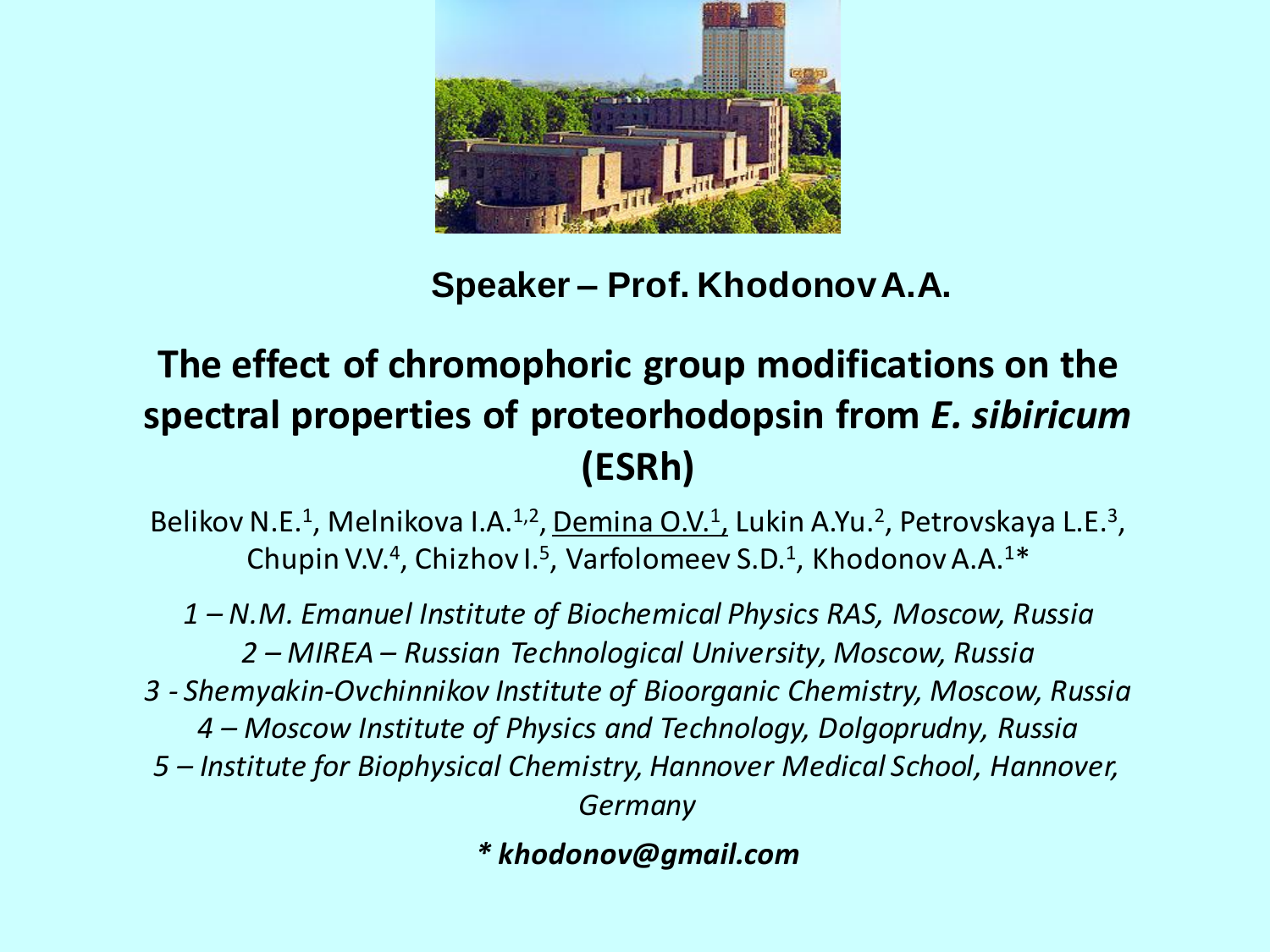**Speaker – Prof. Khodonov A.A.**

# The effect of chromophoric group modifications on the spectral properties of proteorhodopsin from *E. sibiricum* (ESRh)

Belikov N.E.[1], Melnikova I.A.[1,2], Demina O.V.[1], Lukin A.Yu.[2], Petrovskaya L.E.[3], Chupin V.V.[4], Chizhov I.[5], Varfolomeev S.D.[1], Khodonov A.A.[1]*

*1 – N.M. Emanuel Institute of Biochemical Physics RAS, Moscow, Russia*
*2 – MIREA – Russian Technological University, Moscow, Russia*
*3 - Shemyakin-Ovchinnikov Institute of Bioorganic Chemistry, Moscow, Russia*
*4 – Moscow Institute of Physics and Technology, Dolgoprudny, Russia*
*5 – Institute for Biophysical Chemistry, Hannover Medical School, Hannover, Germany*

***** khodonov@gmail.com***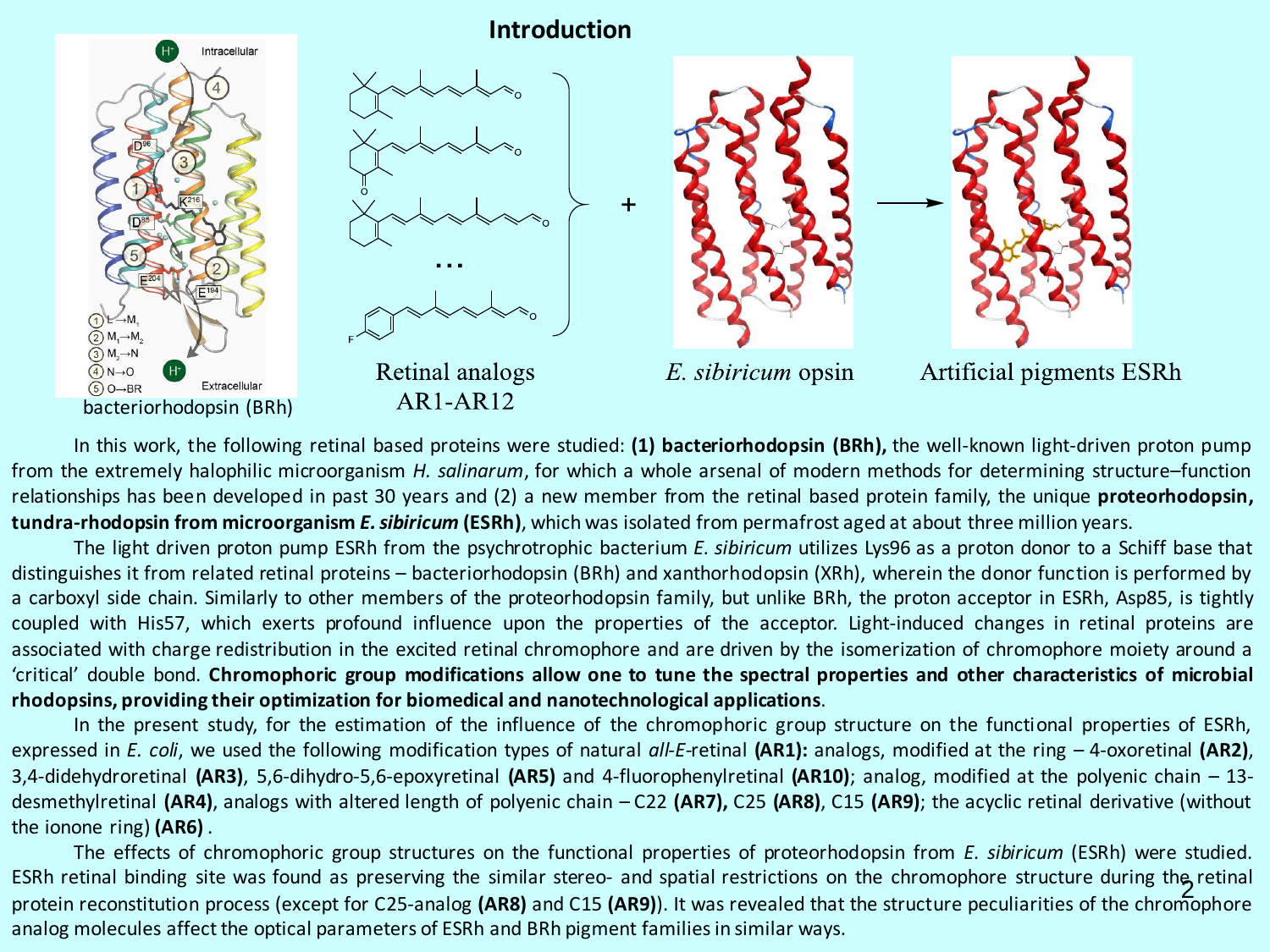# Introduction

bacteriorhodopsin (BRh)

Retinal analogs AR1-AR12

*E. sibiricum* opsin

Artificial pigments ESRh

In this work, the following retinal based proteins were studied: **(1) bacteriorhodopsin (BRh),** the well-known light-driven proton pump from the extremely halophilic microorganism *H. salinarum*, for which a whole arsenal of modern methods for determining structure–function relationships has been developed in past 30 years and (2) a new member from the retinal based protein family, the unique **proteorhodopsin, tundra-rhodopsin from microorganism *E. sibiricum* (ESRh)**, which was isolated from permafrost aged at about three million years.

The light driven proton pump ESRh from the psychrotrophic bacterium *E. sibiricum* utilizes Lys96 as a proton donor to a Schiff base that distinguishes it from related retinal proteins – bacteriorhodopsin (BRh) and xanthorhodopsin (XRh), wherein the donor function is performed by a carboxyl side chain. Similarly to other members of the proteorhodopsin family, but unlike BRh, the proton acceptor in ESRh, Asp85, is tightly coupled with His57, which exerts profound influence upon the properties of the acceptor. Light-induced changes in retinal proteins are associated with charge redistribution in the excited retinal chromophore and are driven by the isomerization of chromophore moiety around a 'critical' double bond. **Chromophoric group modifications allow one to tune the spectral properties and other characteristics of microbial rhodopsins, providing their optimization for biomedical and nanotechnological applications**.

In the present study, for the estimation of the influence of the chromophoric group structure on the functional properties of ESRh, expressed in *E. coli*, we used the following modification types of natural *all-E*-retinal **(AR1):** analogs, modified at the ring – 4-oxoretinal **(AR2)**, 3,4-didehydroretinal **(AR3)**, 5,6-dihydro-5,6-epoxyretinal **(AR5)** and 4-fluorophenylretinal **(AR10)**; analog, modified at the polyenic chain – 13-desmethylretinal **(AR4)**, analogs with altered length of polyenic chain – C22 **(AR7),** C25 **(AR8)**, C15 **(AR9)**; the acyclic retinal derivative (without the ionone ring) **(AR6)** .

The effects of chromophoric group structures on the functional properties of proteorhodopsin from *E. sibiricum* (ESRh) were studied. ESRh retinal binding site was found as preserving the similar stereo- and spatial restrictions on the chromophore structure during the retinal protein reconstitution process (except for C25-analog **(AR8)** and C15 **(AR9)**). It was revealed that the structure peculiarities of the chromophore analog molecules affect the optical parameters of ESRh and BRh pigment families in similar ways.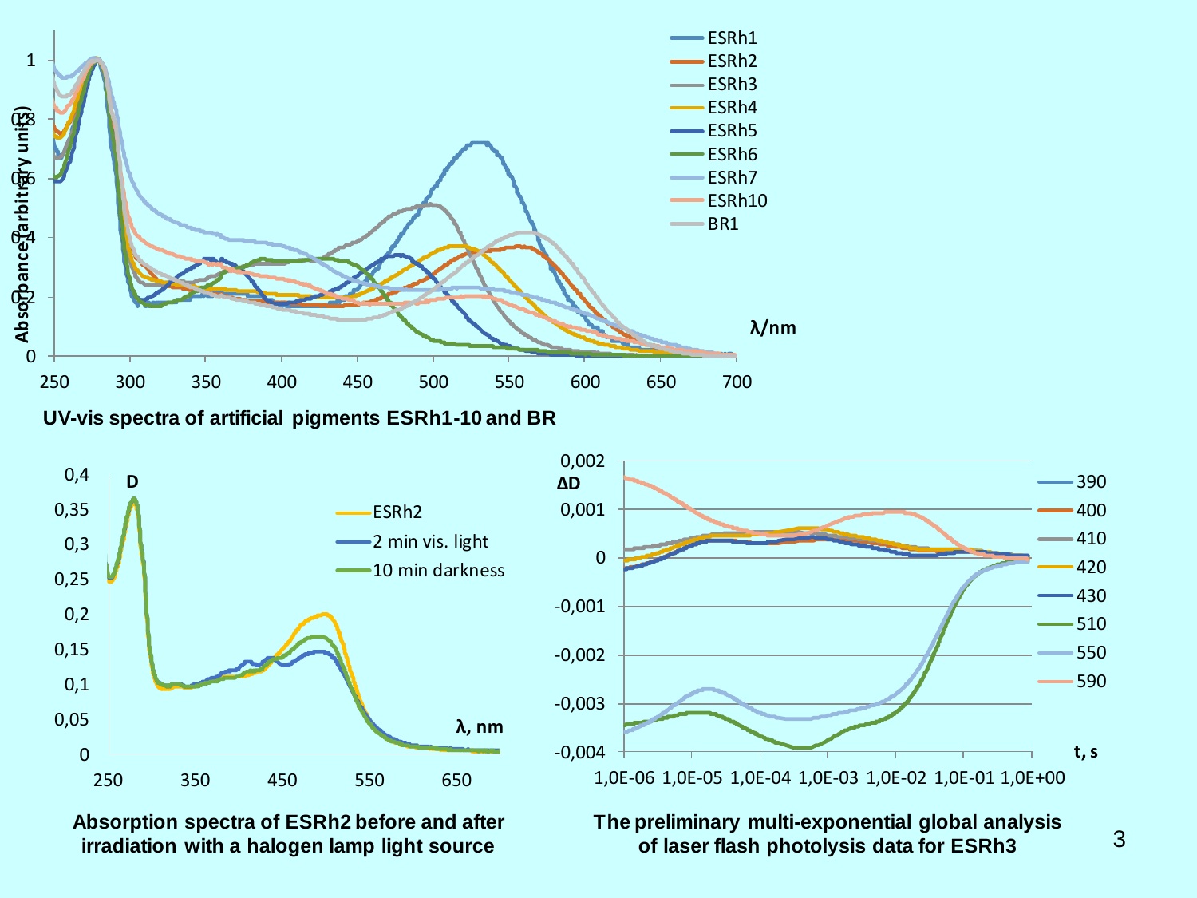UV-vis spectra of artificial pigments ESRh1-10 and BR

Absorption spectra of ESRh2 before and after irradiation with a halogen lamp light source

The preliminary multi-exponential global analysis of laser flash photolysis data for ESRh3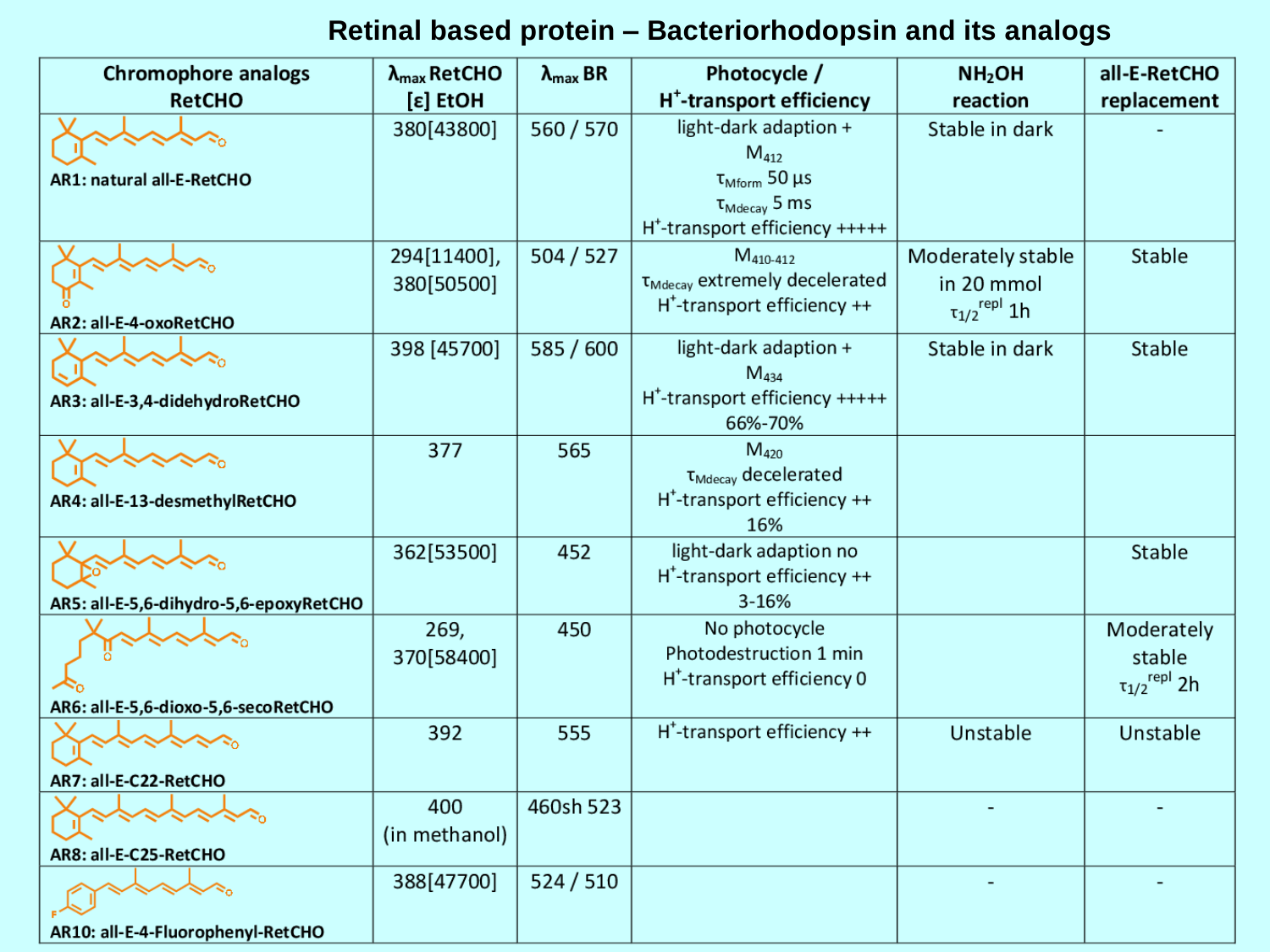# Retinal based protein – Bacteriorhodopsin and its analogs

| Chromophore analogs RetCHO | $\lambda_{max}$ RetCHO [ε] EtOH | $\lambda_{max}$ BR | Photocycle / $H^+$-transport efficiency | $NH_2OH$ reaction | all-E-RetCHO replacement |
|---|---|---|---|---|---|
| AR1: natural all-E-RetCHO | 380[43800] | 560 / 570 | light-dark adaption + $M_{412}$ $\tau_{Mform}$ 50 µs $\tau_{Mdecay}$ 5 ms $H^+$-transport efficiency +++++ | Stable in dark | - |
| AR2: all-E-4-oxoRetCHO | 294[11400], 380[50500] | 504 / 527 | $M_{410-412}$ $\tau_{Mdecay}$ extremely decelerated $H^+$-transport efficiency ++ | Moderately stable in 20 mmol $\tau_{1/2}^{repl}$ 1h | Stable |
| AR3: all-E-3,4-didehydroRetCHO | 398 [45700] | 585 / 600 | light-dark adaption + $M_{434}$ $H^+$-transport efficiency +++++ 66%-70% | Stable in dark | Stable |
| AR4: all-E-13-desmethylRetCHO | 377 | 565 | $M_{420}$ $\tau_{Mdecay}$ decelerated $H^+$-transport efficiency ++ 16% | | |
| AR5: all-E-5,6-dihydro-5,6-epoxyRetCHO | 362[53500] | 452 | light-dark adaption no $H^+$-transport efficiency ++ 3-16% | | Stable |
| AR6: all-E-5,6-dioxo-5,6-secoRetCHO | 269, 370[58400] | 450 | No photocycle Photodestruction 1 min $H^+$-transport efficiency 0 | | Moderately stable $\tau_{1/2}^{repl}$ 2h |
| AR7: all-E-C22-RetCHO | 392 | 555 | $H^+$-transport efficiency ++ | Unstable | Unstable |
| AR8: all-E-C25-RetCHO | 400 (in methanol) | 460sh 523 | | - | - |
| AR10: all-E-4-Fluorophenyl-RetCHO | 388[47700] | 524 / 510 | | - | - |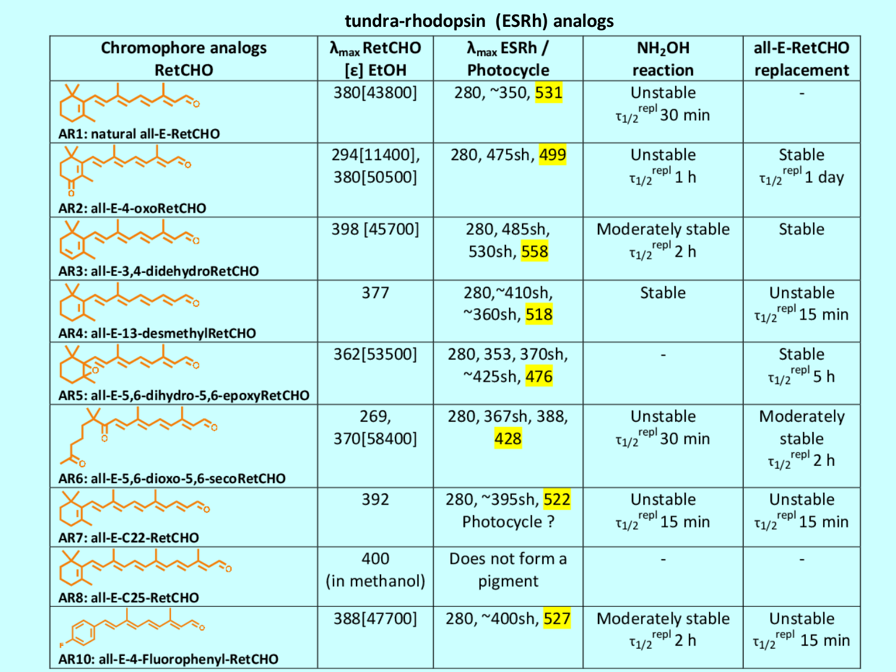# tundra-rhodopsin (ESRh) analogs

| Chromophore analogs RetCHO | $\lambda_{max}$ RetCHO [ε] EtOH | $\lambda_{max}$ ESRh / Photocycle | $NH_2OH$ reaction | all-E-RetCHO replacement |
|---|---|---|---|---|
| AR1: natural all-E-RetCHO | 380[43800] | 280, ~350, **531** | Unstable $\tau_{1/2}^{repl}$ 30 min | - |
| AR2: all-E-4-oxoRetCHO | 294[11400], 380[50500] | 280, 475sh, **499** | Unstable $\tau_{1/2}^{repl}$ 1 h | Stable $\tau_{1/2}^{repl}$ 1 day |
| AR3: all-E-3,4-didehydroRetCHO | 398 [45700] | 280, 485sh, 530sh, **558** | Moderately stable $\tau_{1/2}^{repl}$ 2 h | Stable |
| AR4: all-E-13-desmethylRetCHO | 377 | 280,~410sh, ~360sh, **518** | Stable | Unstable $\tau_{1/2}^{repl}$ 15 min |
| AR5: all-E-5,6-dihydro-5,6-epoxyRetCHO | 362[53500] | 280, 353, 370sh, ~425sh, **476** | - | Stable $\tau_{1/2}^{repl}$ 5 h |
| AR6: all-E-5,6-dioxo-5,6-secoRetCHO | 269, 370[58400] | 280, 367sh, 388, **428** | Unstable $\tau_{1/2}^{repl}$ 30 min | Moderately stable $\tau_{1/2}^{repl}$ 2 h |
| AR7: all-E-C22-RetCHO | 392 | 280, ~395sh, **522** Photocycle ? | Unstable $\tau_{1/2}^{repl}$ 15 min | Unstable $\tau_{1/2}^{repl}$ 15 min |
| AR8: all-E-C25-RetCHO | 400 (in methanol) | Does not form a pigment | - | - |
| AR10: all-E-4-Fluorophenyl-RetCHO | 388[47700] | 280, ~400sh, **527** | Moderately stable $\tau_{1/2}^{repl}$ 2 h | Unstable $\tau_{1/2}^{repl}$ 15 min |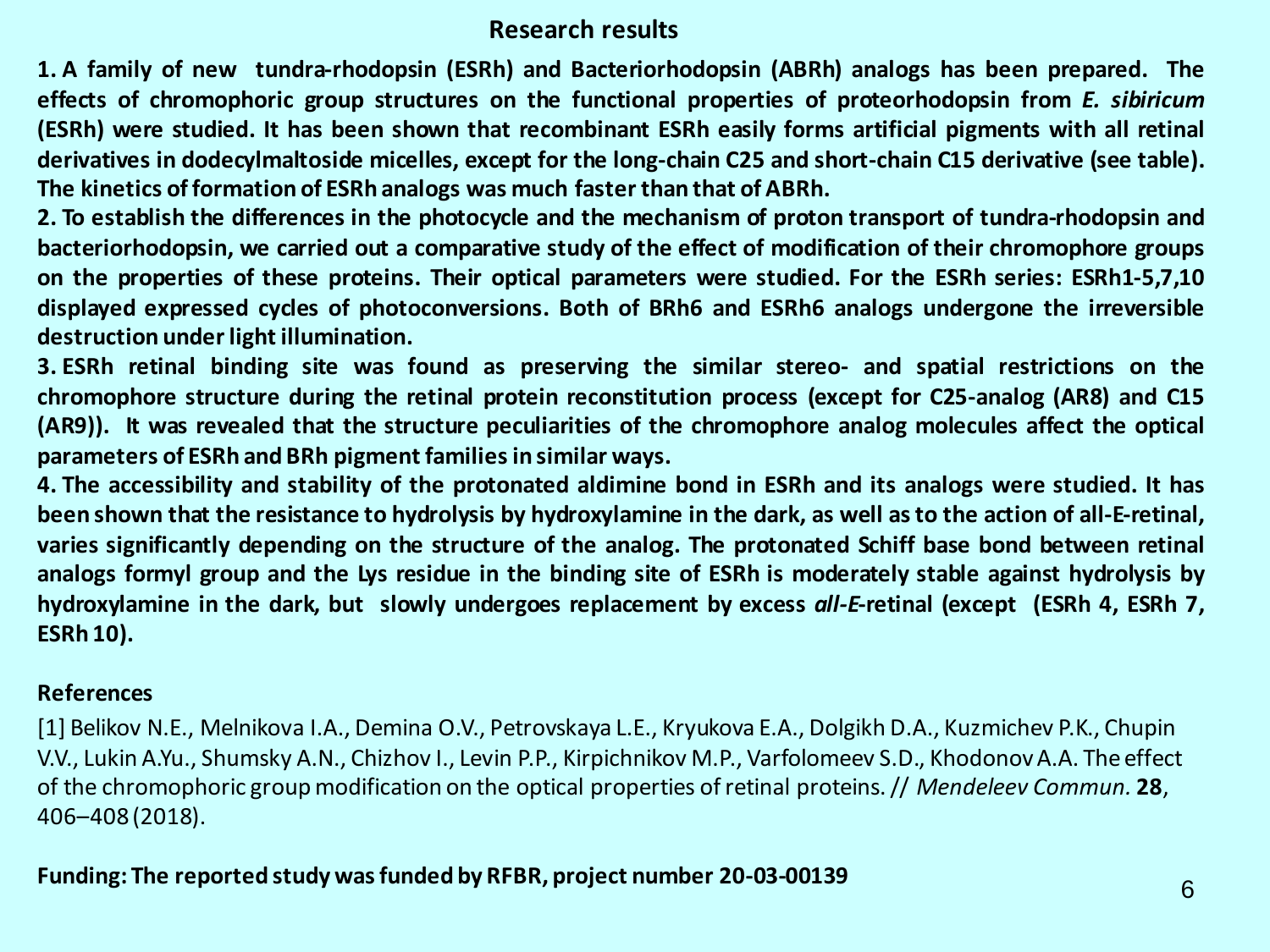## Research results

**1. A family of new tundra-rhodopsin (ESRh) and Bacteriorhodopsin (ABRh) analogs has been prepared. The effects of chromophoric group structures on the functional properties of proteorhodopsin from *E. sibiricum* (ESRh) were studied. It has been shown that recombinant ESRh easily forms artificial pigments with all retinal derivatives in dodecylmaltoside micelles, except for the long-chain C25 and short-chain C15 derivative (see table). The kinetics of formation of ESRh analogs was much faster than that of ABRh.**

**2. To establish the differences in the photocycle and the mechanism of proton transport of tundra-rhodopsin and bacteriorhodopsin, we carried out a comparative study of the effect of modification of their chromophore groups on the properties of these proteins. Their optical parameters were studied. For the ESRh series: ESRh1-5,7,10 displayed expressed cycles of photoconversions. Both of BRh6 and ESRh6 analogs undergone the irreversible destruction under light illumination.**

**3. ESRh retinal binding site was found as preserving the similar stereo- and spatial restrictions on the chromophore structure during the retinal protein reconstitution process (except for C25-analog (AR8) and C15 (AR9)). It was revealed that the structure peculiarities of the chromophore analog molecules affect the optical parameters of ESRh and BRh pigment families in similar ways.**

**4. The accessibility and stability of the protonated aldimine bond in ESRh and its analogs were studied. It has been shown that the resistance to hydrolysis by hydroxylamine in the dark, as well as to the action of all-E-retinal, varies significantly depending on the structure of the analog. The protonated Schiff base bond between retinal analogs formyl group and the Lys residue in the binding site of ESRh is moderately stable against hydrolysis by hydroxylamine in the dark, but slowly undergoes replacement by excess *all-E*-retinal (except (ESRh 4, ESRh 7, ESRh 10).**

**References**

[1] Belikov N.E., Melnikova I.A., Demina O.V., Petrovskaya L.E., Kryukova E.A., Dolgikh D.A., Kuzmichev P.K., Chupin V.V., Lukin A.Yu., Shumsky A.N., Chizhov I., Levin P.P., Kirpichnikov M.P., Varfolomeev S.D., Khodonov A.A. The effect of the chromophoric group modification on the optical properties of retinal proteins. // *Mendeleev Commun.* **28**, 406–408 (2018).

**Funding: The reported study was funded by RFBR, project number 20-03-00139**